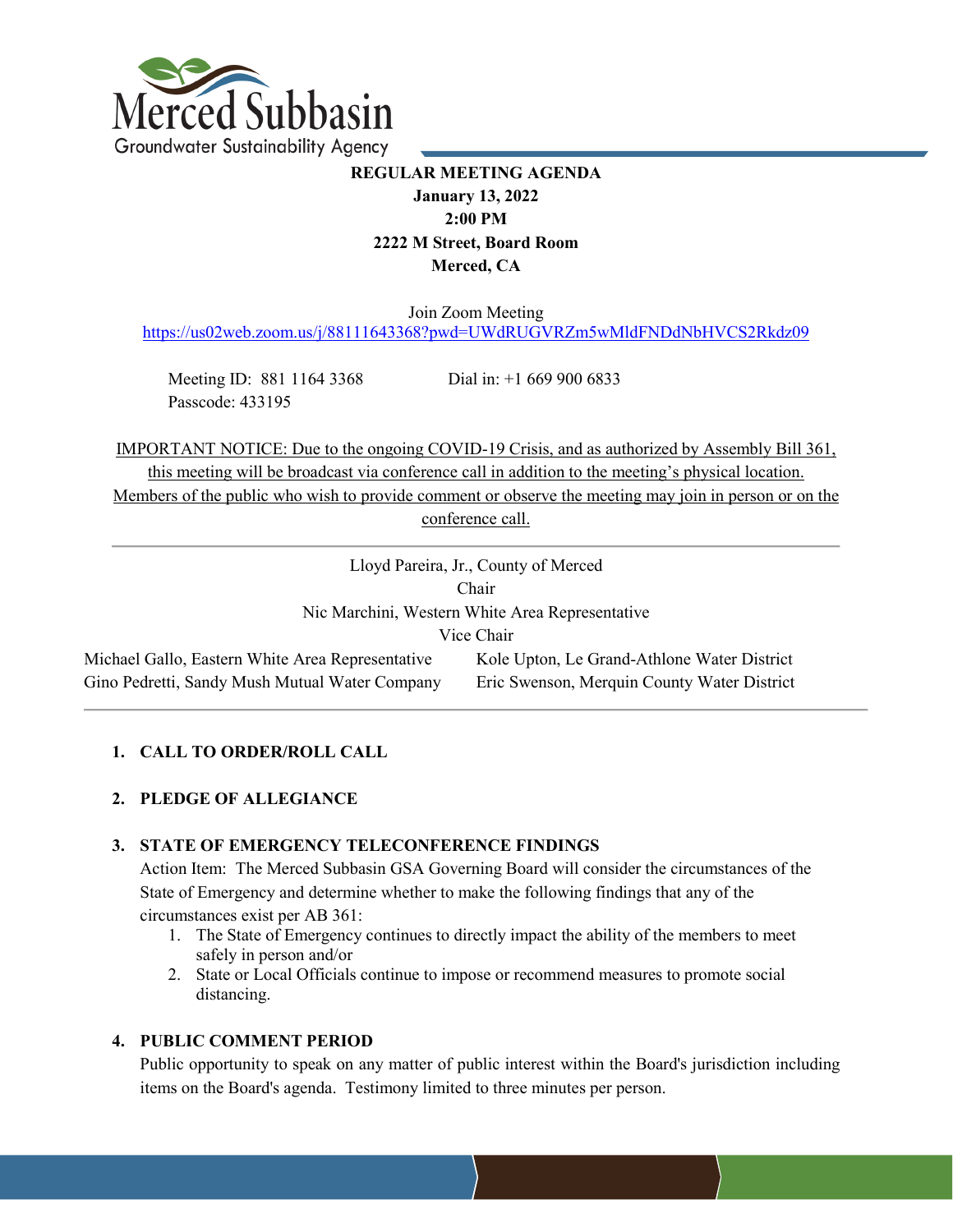Merced Subbasin

Groundwater Sustainability Agency

**REGULAR MEETING AGENDA**
**January 13, 2022**
**2:00 PM**
**2222 M Street, Board Room**
**Merced, CA**

Join Zoom Meeting
https://us02web.zoom.us/j/88111643368?pwd=UWdRUGVRZm5wMldFNDdNbHVCS2Rkdz09

Meeting ID: 881 1164 3368 Dial in: +1 669 900 6833
Passcode: 433195

IMPORTANT NOTICE: Due to the ongoing COVID-19 Crisis, and as authorized by Assembly Bill 361, this meeting will be broadcast via conference call in addition to the meeting's physical location. Members of the public who wish to provide comment or observe the meeting may join in person or on the conference call.

---

Lloyd Pareira, Jr., County of Merced
Chair
Nic Marchini, Western White Area Representative
Vice Chair

Michael Gallo, Eastern White Area Representative
Gino Pedretti, Sandy Mush Mutual Water Company
Kole Upton, Le Grand-Athlone Water District
Eric Swenson, Merquin County Water District

---

1. **CALL TO ORDER/ROLL CALL**

2. **PLEDGE OF ALLEGIANCE**

3. **STATE OF EMERGENCY TELECONFERENCE FINDINGS**
   Action Item: The Merced Subbasin GSA Governing Board will consider the circumstances of the State of Emergency and determine whether to make the following findings that any of the circumstances exist per AB 361:
   1. The State of Emergency continues to directly impact the ability of the members to meet safely in person and/or
   2. State or Local Officials continue to impose or recommend measures to promote social distancing.

4. **PUBLIC COMMENT PERIOD**
   Public opportunity to speak on any matter of public interest within the Board's jurisdiction including items on the Board's agenda. Testimony limited to three minutes per person.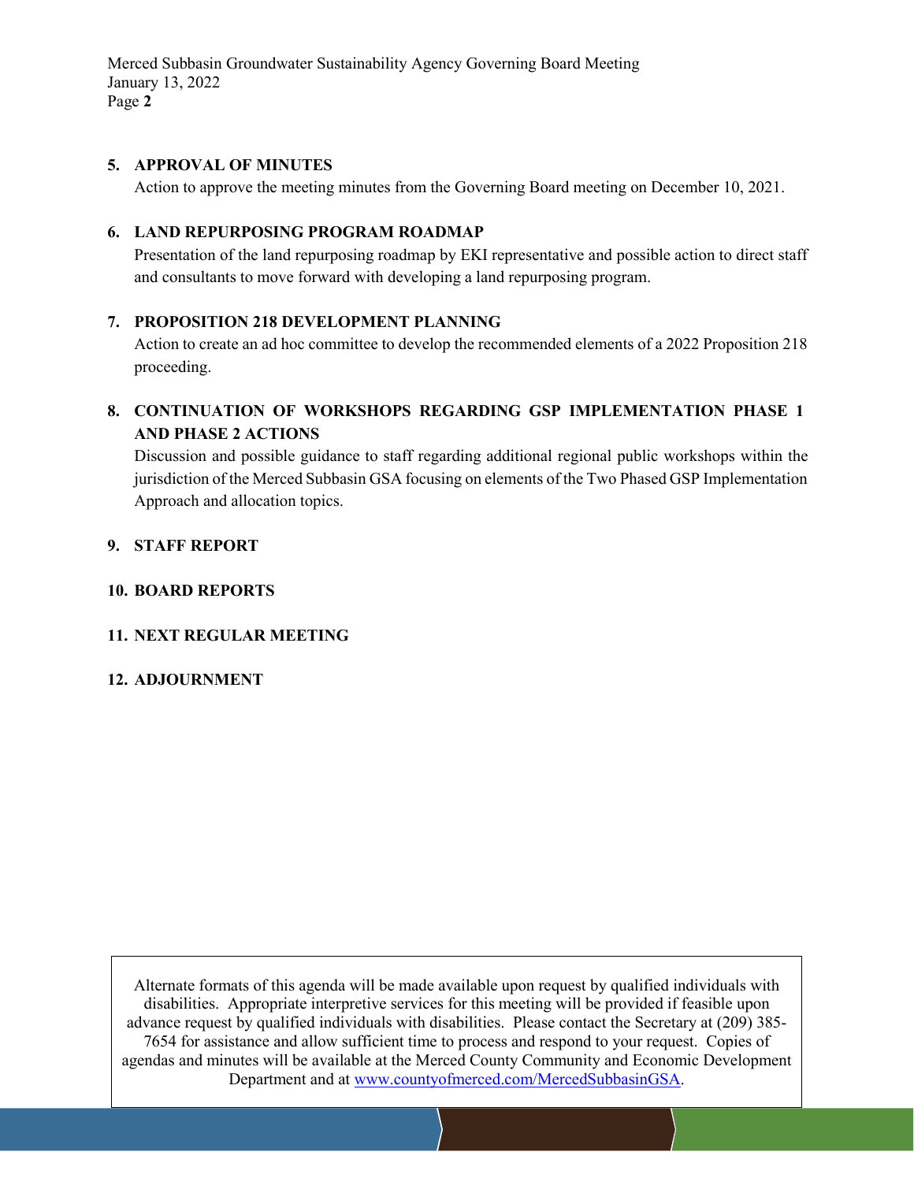**5. APPROVAL OF MINUTES**

Action to approve the meeting minutes from the Governing Board meeting on December 10, 2021.

**6. LAND REPURPOSING PROGRAM ROADMAP**

Presentation of the land repurposing roadmap by EKI representative and possible action to direct staff and consultants to move forward with developing a land repurposing program.

**7. PROPOSITION 218 DEVELOPMENT PLANNING**

Action to create an ad hoc committee to develop the recommended elements of a 2022 Proposition 218 proceeding.

**8. CONTINUATION OF WORKSHOPS REGARDING GSP IMPLEMENTATION PHASE 1 AND PHASE 2 ACTIONS**

Discussion and possible guidance to staff regarding additional regional public workshops within the jurisdiction of the Merced Subbasin GSA focusing on elements of the Two Phased GSP Implementation Approach and allocation topics.

**9. STAFF REPORT**

**10. BOARD REPORTS**

**11. NEXT REGULAR MEETING**

**12. ADJOURNMENT**

Alternate formats of this agenda will be made available upon request by qualified individuals with disabilities. Appropriate interpretive services for this meeting will be provided if feasible upon advance request by qualified individuals with disabilities. Please contact the Secretary at (209) 385-7654 for assistance and allow sufficient time to process and respond to your request. Copies of agendas and minutes will be available at the Merced County Community and Economic Development Department and at www.countyofmerced.com/MercedSubbasinGSA.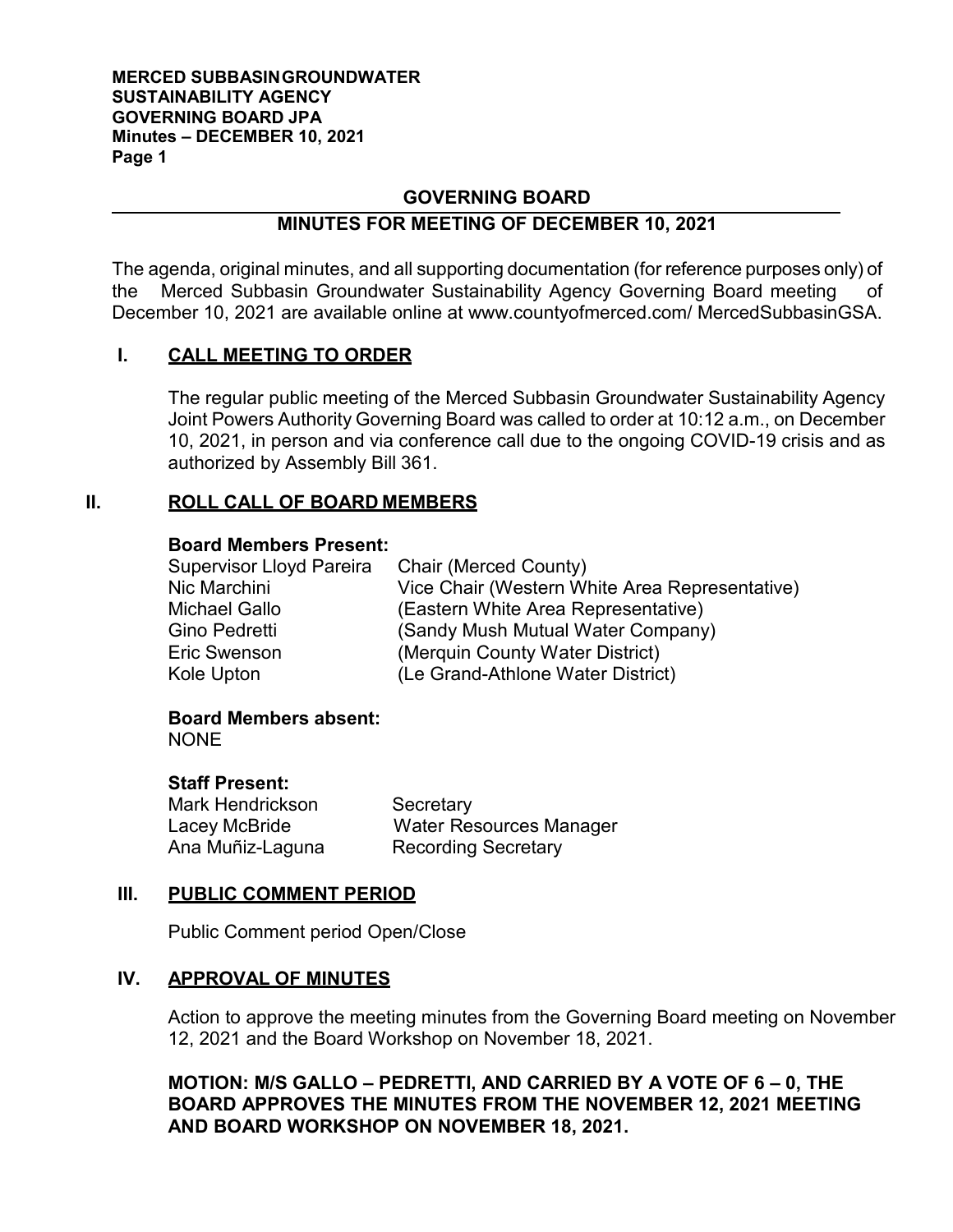## GOVERNING BOARD

## MINUTES FOR MEETING OF DECEMBER 10, 2021

The agenda, original minutes, and all supporting documentation (for reference purposes only) of the Merced Subbasin Groundwater Sustainability Agency Governing Board meeting of December 10, 2021 are available online at www.countyofmerced.com/ MercedSubbasinGSA.

### I. CALL MEETING TO ORDER

The regular public meeting of the Merced Subbasin Groundwater Sustainability Agency Joint Powers Authority Governing Board was called to order at 10:12 a.m., on December 10, 2021, in person and via conference call due to the ongoing COVID-19 crisis and as authorized by Assembly Bill 361.

### II. ROLL CALL OF BOARD MEMBERS

**Board Members Present:**

| | |
|---|---|
| Supervisor Lloyd Pareira | Chair (Merced County) |
| Nic Marchini | Vice Chair (Western White Area Representative) |
| Michael Gallo | (Eastern White Area Representative) |
| Gino Pedretti | (Sandy Mush Mutual Water Company) |
| Eric Swenson | (Merquin County Water District) |
| Kole Upton | (Le Grand-Athlone Water District) |

**Board Members absent:**
NONE

**Staff Present:**

| | |
|---|---|
| Mark Hendrickson | Secretary |
| Lacey McBride | Water Resources Manager |
| Ana Muñiz-Laguna | Recording Secretary |

### III. PUBLIC COMMENT PERIOD

Public Comment period Open/Close

### IV. APPROVAL OF MINUTES

Action to approve the meeting minutes from the Governing Board meeting on November 12, 2021 and the Board Workshop on November 18, 2021.

**MOTION: M/S GALLO – PEDRETTI, AND CARRIED BY A VOTE OF 6 – 0, THE BOARD APPROVES THE MINUTES FROM THE NOVEMBER 12, 2021 MEETING AND BOARD WORKSHOP ON NOVEMBER 18, 2021.**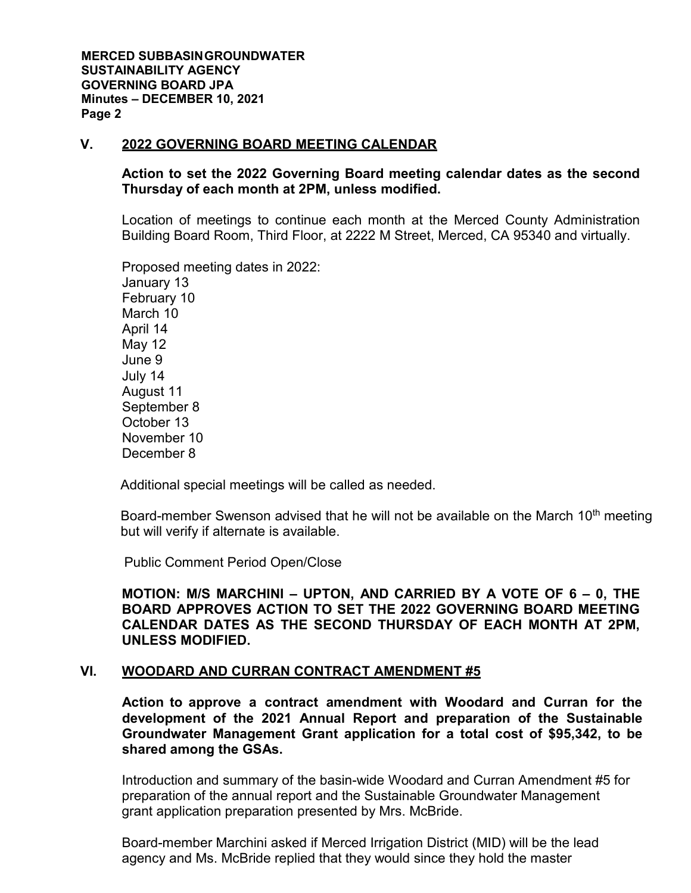## V. 2022 GOVERNING BOARD MEETING CALENDAR

**Action to set the 2022 Governing Board meeting calendar dates as the second Thursday of each month at 2PM, unless modified.**

Location of meetings to continue each month at the Merced County Administration Building Board Room, Third Floor, at 2222 M Street, Merced, CA 95340 and virtually.

Proposed meeting dates in 2022:
January 13
February 10
March 10
April 14
May 12
June 9
July 14
August 11
September 8
October 13
November 10
December 8

Additional special meetings will be called as needed.

Board-member Swenson advised that he will not be available on the March 10th meeting but will verify if alternate is available.

Public Comment Period Open/Close

**MOTION: M/S MARCHINI – UPTON, AND CARRIED BY A VOTE OF 6 – 0, THE BOARD APPROVES ACTION TO SET THE 2022 GOVERNING BOARD MEETING CALENDAR DATES AS THE SECOND THURSDAY OF EACH MONTH AT 2PM, UNLESS MODIFIED.**

## VI. WOODARD AND CURRAN CONTRACT AMENDMENT #5

**Action to approve a contract amendment with Woodard and Curran for the development of the 2021 Annual Report and preparation of the Sustainable Groundwater Management Grant application for a total cost of $95,342, to be shared among the GSAs.**

Introduction and summary of the basin-wide Woodard and Curran Amendment #5 for preparation of the annual report and the Sustainable Groundwater Management grant application preparation presented by Mrs. McBride.

Board-member Marchini asked if Merced Irrigation District (MID) will be the lead agency and Ms. McBride replied that they would since they hold the master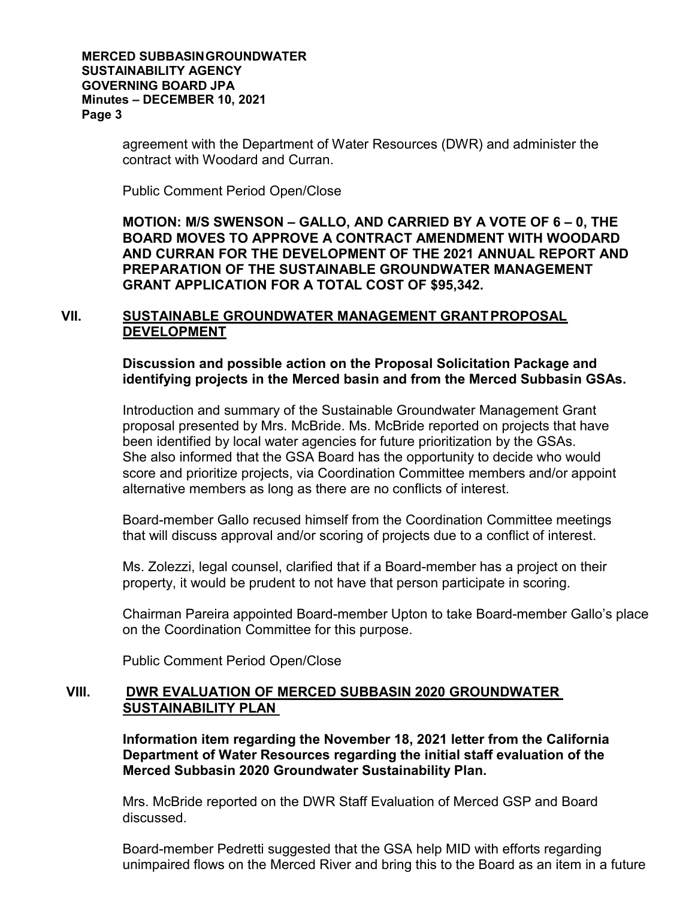agreement with the Department of Water Resources (DWR) and administer the contract with Woodard and Curran.

Public Comment Period Open/Close

**MOTION: M/S SWENSON – GALLO, AND CARRIED BY A VOTE OF 6 – 0, THE BOARD MOVES TO APPROVE A CONTRACT AMENDMENT WITH WOODARD AND CURRAN FOR THE DEVELOPMENT OF THE 2021 ANNUAL REPORT AND PREPARATION OF THE SUSTAINABLE GROUNDWATER MANAGEMENT GRANT APPLICATION FOR A TOTAL COST OF $95,342.**

## VII. SUSTAINABLE GROUNDWATER MANAGEMENT GRANT PROPOSAL DEVELOPMENT

**Discussion and possible action on the Proposal Solicitation Package and identifying projects in the Merced basin and from the Merced Subbasin GSAs.**

Introduction and summary of the Sustainable Groundwater Management Grant proposal presented by Mrs. McBride. Ms. McBride reported on projects that have been identified by local water agencies for future prioritization by the GSAs. She also informed that the GSA Board has the opportunity to decide who would score and prioritize projects, via Coordination Committee members and/or appoint alternative members as long as there are no conflicts of interest.

Board-member Gallo recused himself from the Coordination Committee meetings that will discuss approval and/or scoring of projects due to a conflict of interest.

Ms. Zolezzi, legal counsel, clarified that if a Board-member has a project on their property, it would be prudent to not have that person participate in scoring.

Chairman Pareira appointed Board-member Upton to take Board-member Gallo's place on the Coordination Committee for this purpose.

Public Comment Period Open/Close

## VIII. DWR EVALUATION OF MERCED SUBBASIN 2020 GROUNDWATER SUSTAINABILITY PLAN

**Information item regarding the November 18, 2021 letter from the California Department of Water Resources regarding the initial staff evaluation of the Merced Subbasin 2020 Groundwater Sustainability Plan.**

Mrs. McBride reported on the DWR Staff Evaluation of Merced GSP and Board discussed.

Board-member Pedretti suggested that the GSA help MID with efforts regarding unimpaired flows on the Merced River and bring this to the Board as an item in a future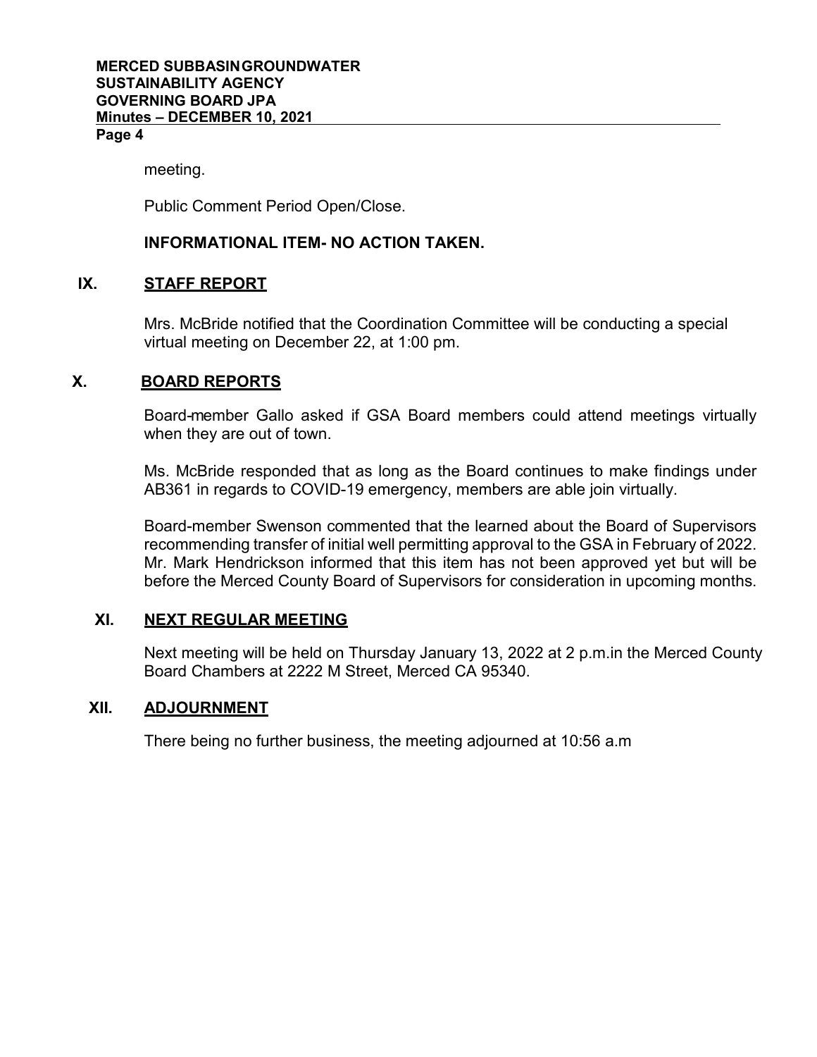meeting.

Public Comment Period Open/Close.

**INFORMATIONAL ITEM- NO ACTION TAKEN.**

## IX. STAFF REPORT

Mrs. McBride notified that the Coordination Committee will be conducting a special virtual meeting on December 22, at 1:00 pm.

## X. BOARD REPORTS

Board-member Gallo asked if GSA Board members could attend meetings virtually when they are out of town.

Ms. McBride responded that as long as the Board continues to make findings under AB361 in regards to COVID-19 emergency, members are able join virtually.

Board-member Swenson commented that the learned about the Board of Supervisors recommending transfer of initial well permitting approval to the GSA in February of 2022. Mr. Mark Hendrickson informed that this item has not been approved yet but will be before the Merced County Board of Supervisors for consideration in upcoming months.

## XI. NEXT REGULAR MEETING

Next meeting will be held on Thursday January 13, 2022 at 2 p.m.in the Merced County Board Chambers at 2222 M Street, Merced CA 95340.

## XII. ADJOURNMENT

There being no further business, the meeting adjourned at 10:56 a.m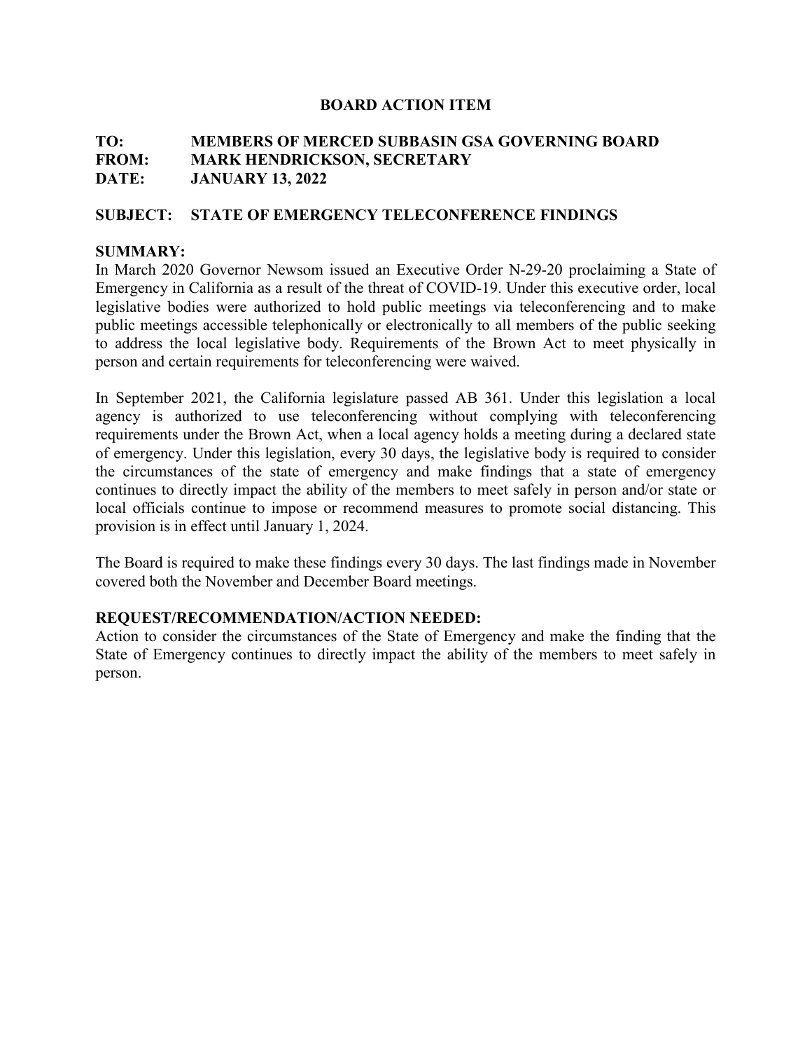## BOARD ACTION ITEM

**TO:** MEMBERS OF MERCED SUBBASIN GSA GOVERNING BOARD
**FROM:** MARK HENDRICKSON, SECRETARY
**DATE:** JANUARY 13, 2022

**SUBJECT: STATE OF EMERGENCY TELECONFERENCE FINDINGS**

**SUMMARY:**

In March 2020 Governor Newsom issued an Executive Order N-29-20 proclaiming a State of Emergency in California as a result of the threat of COVID-19. Under this executive order, local legislative bodies were authorized to hold public meetings via teleconferencing and to make public meetings accessible telephonically or electronically to all members of the public seeking to address the local legislative body. Requirements of the Brown Act to meet physically in person and certain requirements for teleconferencing were waived.

In September 2021, the California legislature passed AB 361. Under this legislation a local agency is authorized to use teleconferencing without complying with teleconferencing requirements under the Brown Act, when a local agency holds a meeting during a declared state of emergency. Under this legislation, every 30 days, the legislative body is required to consider the circumstances of the state of emergency and make findings that a state of emergency continues to directly impact the ability of the members to meet safely in person and/or state or local officials continue to impose or recommend measures to promote social distancing. This provision is in effect until January 1, 2024.

The Board is required to make these findings every 30 days. The last findings made in November covered both the November and December Board meetings.

**REQUEST/RECOMMENDATION/ACTION NEEDED:**

Action to consider the circumstances of the State of Emergency and make the finding that the State of Emergency continues to directly impact the ability of the members to meet safely in person.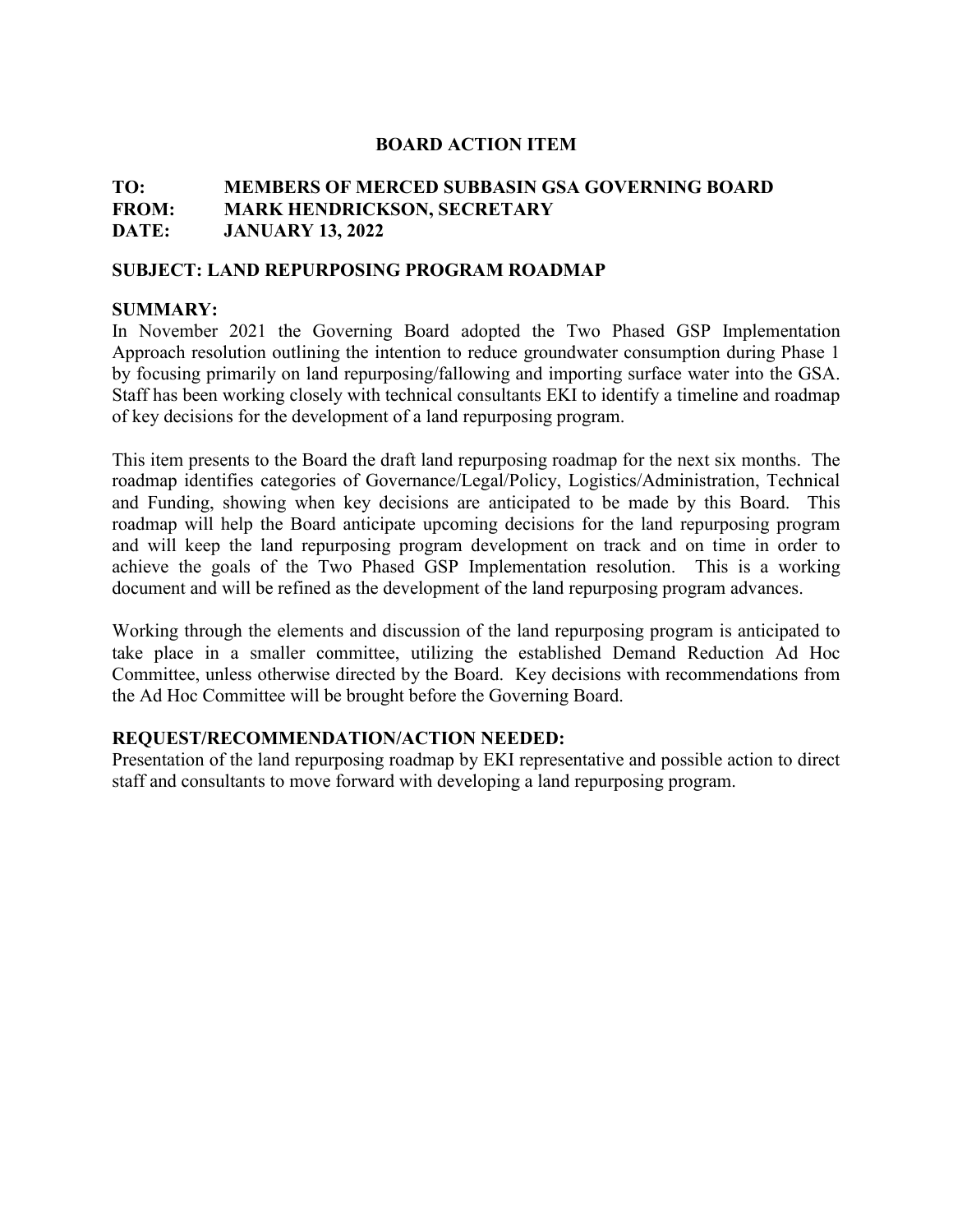# BOARD ACTION ITEM

**TO:** MEMBERS OF MERCED SUBBASIN GSA GOVERNING BOARD
**FROM:** MARK HENDRICKSON, SECRETARY
**DATE:** JANUARY 13, 2022

**SUBJECT: LAND REPURPOSING PROGRAM ROADMAP**

**SUMMARY:**

In November 2021 the Governing Board adopted the Two Phased GSP Implementation Approach resolution outlining the intention to reduce groundwater consumption during Phase 1 by focusing primarily on land repurposing/fallowing and importing surface water into the GSA. Staff has been working closely with technical consultants EKI to identify a timeline and roadmap of key decisions for the development of a land repurposing program.

This item presents to the Board the draft land repurposing roadmap for the next six months. The roadmap identifies categories of Governance/Legal/Policy, Logistics/Administration, Technical and Funding, showing when key decisions are anticipated to be made by this Board. This roadmap will help the Board anticipate upcoming decisions for the land repurposing program and will keep the land repurposing program development on track and on time in order to achieve the goals of the Two Phased GSP Implementation resolution. This is a working document and will be refined as the development of the land repurposing program advances.

Working through the elements and discussion of the land repurposing program is anticipated to take place in a smaller committee, utilizing the established Demand Reduction Ad Hoc Committee, unless otherwise directed by the Board. Key decisions with recommendations from the Ad Hoc Committee will be brought before the Governing Board.

**REQUEST/RECOMMENDATION/ACTION NEEDED:**

Presentation of the land repurposing roadmap by EKI representative and possible action to direct staff and consultants to move forward with developing a land repurposing program.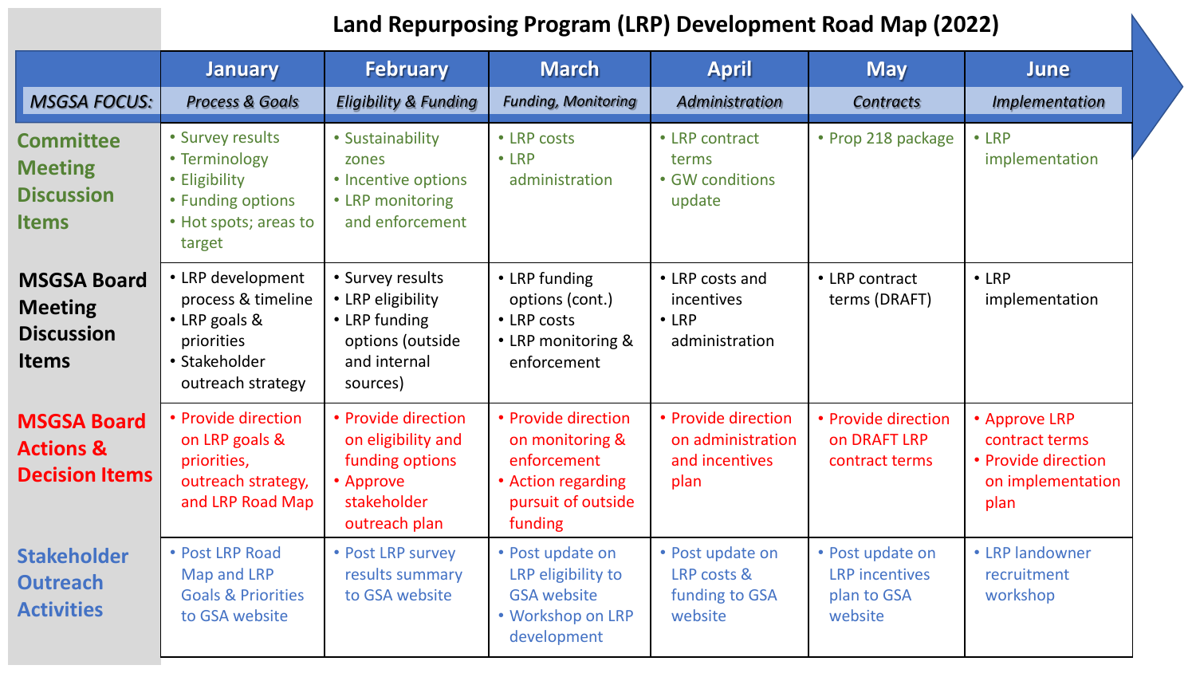# Land Repurposing Program (LRP) Development Road Map (2022)

| | January | February | March | April | May | June |
|---|---|---|---|---|---|---|
| *MSGSA FOCUS:* | *Process & Goals* | *Eligibility & Funding* | *Funding, Monitoring* | *Administration* | *Contracts* | *Implementation* |
| **Committee Meeting Discussion Items** | • Survey results<br>• Terminology<br>• Eligibility<br>• Funding options<br>• Hot spots; areas to target | • Sustainability zones<br>• Incentive options<br>• LRP monitoring and enforcement | • LRP costs<br>• LRP administration | • LRP contract terms<br>• GW conditions update | • Prop 218 package | • LRP implementation |
| **MSGSA Board Meeting Discussion Items** | • LRP development process & timeline<br>• LRP goals & priorities<br>• Stakeholder outreach strategy | • Survey results<br>• LRP eligibility<br>• LRP funding options (outside and internal sources) | • LRP funding options (cont.)<br>• LRP costs<br>• LRP monitoring & enforcement | • LRP costs and incentives<br>• LRP administration | • LRP contract terms (DRAFT) | • LRP implementation |
| **MSGSA Board Actions & Decision Items** | • Provide direction on LRP goals & priorities, outreach strategy, and LRP Road Map | • Provide direction on eligibility and funding options<br>• Approve stakeholder outreach plan | • Provide direction on monitoring & enforcement<br>• Action regarding pursuit of outside funding | • Provide direction on administration and incentives plan | • Provide direction on DRAFT LRP contract terms | • Approve LRP contract terms<br>• Provide direction on implementation plan |
| **Stakeholder Outreach Activities** | • Post LRP Road Map and LRP Goals & Priorities to GSA website | • Post LRP survey results summary to GSA website | • Post update on LRP eligibility to GSA website<br>• Workshop on LRP development | • Post update on LRP costs & funding to GSA website | • Post update on LRP incentives plan to GSA website | • LRP landowner recruitment workshop |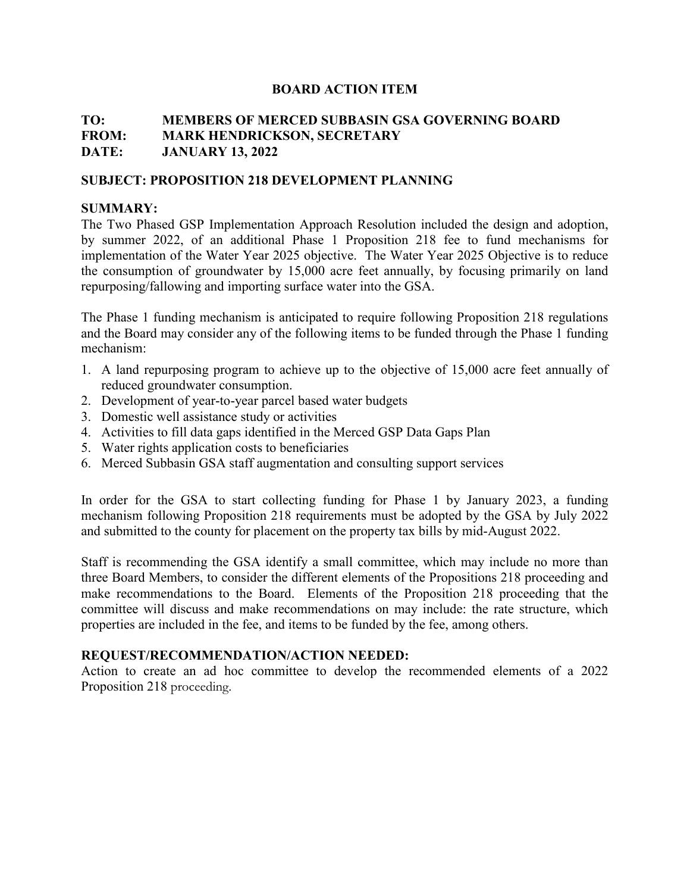## BOARD ACTION ITEM

**TO: MEMBERS OF MERCED SUBBASIN GSA GOVERNING BOARD**
**FROM: MARK HENDRICKSON, SECRETARY**
**DATE: JANUARY 13, 2022**

**SUBJECT: PROPOSITION 218 DEVELOPMENT PLANNING**

**SUMMARY:**
The Two Phased GSP Implementation Approach Resolution included the design and adoption, by summer 2022, of an additional Phase 1 Proposition 218 fee to fund mechanisms for implementation of the Water Year 2025 objective. The Water Year 2025 Objective is to reduce the consumption of groundwater by 15,000 acre feet annually, by focusing primarily on land repurposing/fallowing and importing surface water into the GSA.

The Phase 1 funding mechanism is anticipated to require following Proposition 218 regulations and the Board may consider any of the following items to be funded through the Phase 1 funding mechanism:

1. A land repurposing program to achieve up to the objective of 15,000 acre feet annually of reduced groundwater consumption.
2. Development of year-to-year parcel based water budgets
3. Domestic well assistance study or activities
4. Activities to fill data gaps identified in the Merced GSP Data Gaps Plan
5. Water rights application costs to beneficiaries
6. Merced Subbasin GSA staff augmentation and consulting support services

In order for the GSA to start collecting funding for Phase 1 by January 2023, a funding mechanism following Proposition 218 requirements must be adopted by the GSA by July 2022 and submitted to the county for placement on the property tax bills by mid-August 2022.

Staff is recommending the GSA identify a small committee, which may include no more than three Board Members, to consider the different elements of the Propositions 218 proceeding and make recommendations to the Board. Elements of the Proposition 218 proceeding that the committee will discuss and make recommendations on may include: the rate structure, which properties are included in the fee, and items to be funded by the fee, among others.

**REQUEST/RECOMMENDATION/ACTION NEEDED:**
Action to create an ad hoc committee to develop the recommended elements of a 2022 Proposition 218 proceeding.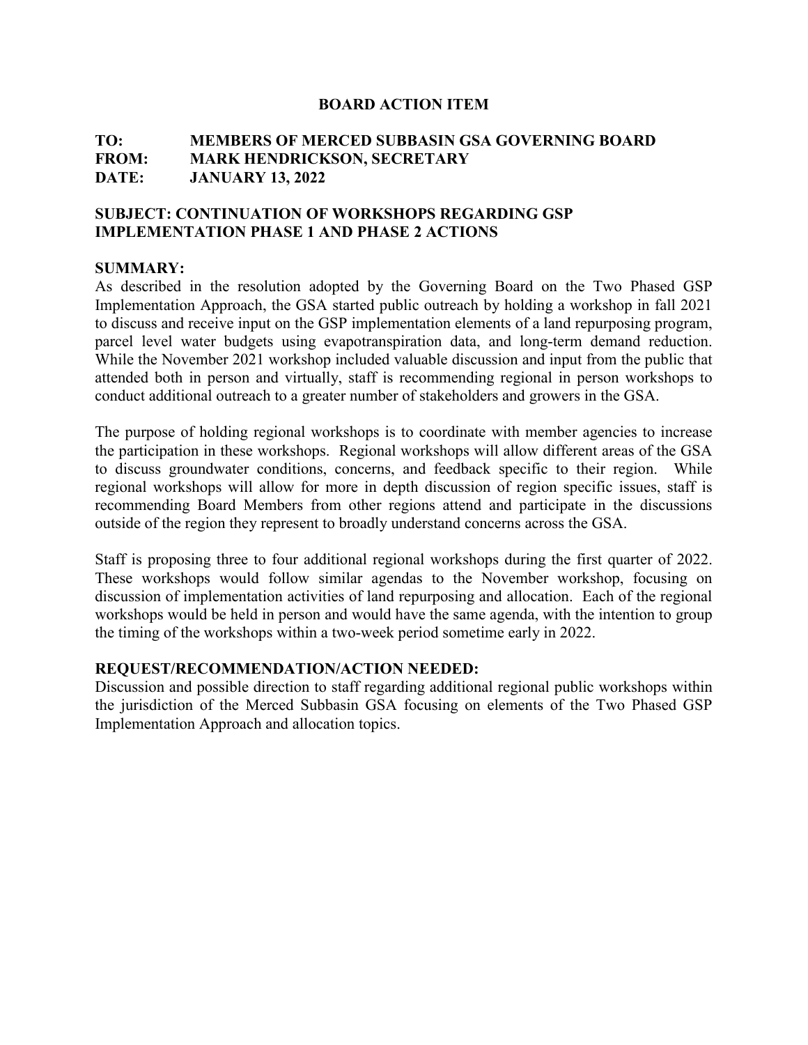**BOARD ACTION ITEM**

**TO:** MEMBERS OF MERCED SUBBASIN GSA GOVERNING BOARD
**FROM:** MARK HENDRICKSON, SECRETARY
**DATE:** JANUARY 13, 2022

**SUBJECT: CONTINUATION OF WORKSHOPS REGARDING GSP IMPLEMENTATION PHASE 1 AND PHASE 2 ACTIONS**

**SUMMARY:**

As described in the resolution adopted by the Governing Board on the Two Phased GSP Implementation Approach, the GSA started public outreach by holding a workshop in fall 2021 to discuss and receive input on the GSP implementation elements of a land repurposing program, parcel level water budgets using evapotranspiration data, and long-term demand reduction. While the November 2021 workshop included valuable discussion and input from the public that attended both in person and virtually, staff is recommending regional in person workshops to conduct additional outreach to a greater number of stakeholders and growers in the GSA.

The purpose of holding regional workshops is to coordinate with member agencies to increase the participation in these workshops. Regional workshops will allow different areas of the GSA to discuss groundwater conditions, concerns, and feedback specific to their region. While regional workshops will allow for more in depth discussion of region specific issues, staff is recommending Board Members from other regions attend and participate in the discussions outside of the region they represent to broadly understand concerns across the GSA.

Staff is proposing three to four additional regional workshops during the first quarter of 2022. These workshops would follow similar agendas to the November workshop, focusing on discussion of implementation activities of land repurposing and allocation. Each of the regional workshops would be held in person and would have the same agenda, with the intention to group the timing of the workshops within a two-week period sometime early in 2022.

**REQUEST/RECOMMENDATION/ACTION NEEDED:**

Discussion and possible direction to staff regarding additional regional public workshops within the jurisdiction of the Merced Subbasin GSA focusing on elements of the Two Phased GSP Implementation Approach and allocation topics.